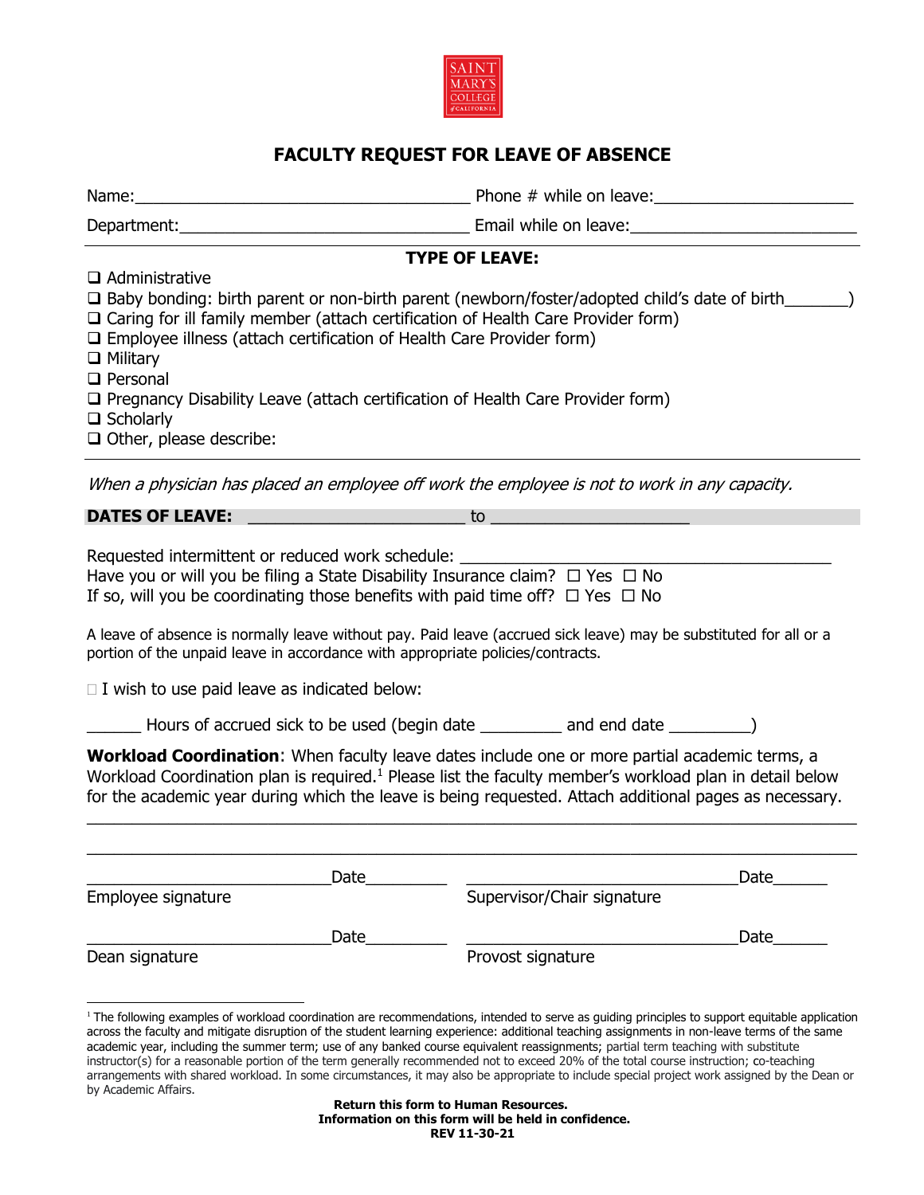SAINT MARY'S COLLEGE of CALIFORNIA

# FACULTY REQUEST FOR LEAVE OF ABSENCE

Name:____________________________________ Phone # while on leave:_____________________

Department:______________________________ Email while on leave:_______________________

## TYPE OF LEAVE:

- ❑ Administrative
- ❑ Baby bonding: birth parent or non-birth parent (newborn/foster/adopted child's date of birth_______)
- ❑ Caring for ill family member (attach certification of Health Care Provider form)
- ❑ Employee illness (attach certification of Health Care Provider form)
- ❑ Military
- ❑ Personal
- ❑ Pregnancy Disability Leave (attach certification of Health Care Provider form)
- ❑ Scholarly
- ❑ Other, please describe:

*When a physician has placed an employee off work the employee is not to work in any capacity.*

**DATES OF LEAVE:** ______________________ to ____________________

Requested intermittent or reduced work schedule: _____________________________________

Have you or will you be filing a State Disability Insurance claim? ☐ Yes ☐ No

If so, will you be coordinating those benefits with paid time off? ☐ Yes ☐ No

A leave of absence is normally leave without pay. Paid leave (accrued sick leave) may be substituted for all or a portion of the unpaid leave in accordance with appropriate policies/contracts.

☐ I wish to use paid leave as indicated below:

______ Hours of accrued sick to be used (begin date _________ and end date _________)

**Workload Coordination**: When faculty leave dates include one or more partial academic terms, a Workload Coordination plan is required.[1] Please list the faculty member's workload plan in detail below for the academic year during which the leave is being requested. Attach additional pages as necessary.

______________________________________________________________________________

______________________________________________________________________________

___________________________Date_________ ______________________________Date______

Employee signature Supervisor/Chair signature

___________________________Date_________ ______________________________Date______

Dean signature Provost signature

[1] The following examples of workload coordination are recommendations, intended to serve as guiding principles to support equitable application across the faculty and mitigate disruption of the student learning experience: additional teaching assignments in non-leave terms of the same academic year, including the summer term; use of any banked course equivalent reassignments; partial term teaching with substitute instructor(s) for a reasonable portion of the term generally recommended not to exceed 20% of the total course instruction; co-teaching arrangements with shared workload. In some circumstances, it may also be appropriate to include special project work assigned by the Dean or by Academic Affairs.

**Return this form to Human Resources.**
**Information on this form will be held in confidence.**
**REV 11-30-21**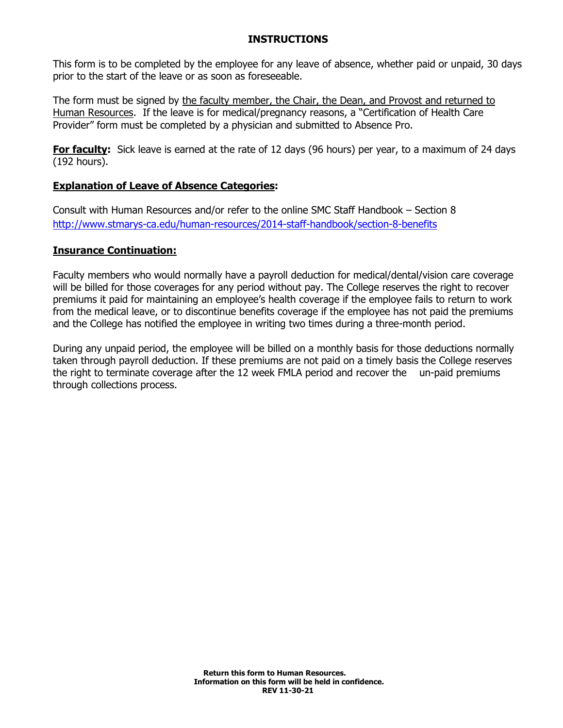## INSTRUCTIONS

This form is to be completed by the employee for any leave of absence, whether paid or unpaid, 30 days prior to the start of the leave or as soon as foreseeable.

The form must be signed by the faculty member, the Chair, the Dean, and Provost and returned to Human Resources. If the leave is for medical/pregnancy reasons, a "Certification of Health Care Provider" form must be completed by a physician and submitted to Absence Pro.

**For faculty:** Sick leave is earned at the rate of 12 days (96 hours) per year, to a maximum of 24 days (192 hours).

**Explanation of Leave of Absence Categories:**

Consult with Human Resources and/or refer to the online SMC Staff Handbook – Section 8
http://www.stmarys-ca.edu/human-resources/2014-staff-handbook/section-8-benefits

**Insurance Continuation:**

Faculty members who would normally have a payroll deduction for medical/dental/vision care coverage will be billed for those coverages for any period without pay. The College reserves the right to recover premiums it paid for maintaining an employee's health coverage if the employee fails to return to work from the medical leave, or to discontinue benefits coverage if the employee has not paid the premiums and the College has notified the employee in writing two times during a three-month period.

During any unpaid period, the employee will be billed on a monthly basis for those deductions normally taken through payroll deduction. If these premiums are not paid on a timely basis the College reserves the right to terminate coverage after the 12 week FMLA period and recover the un-paid premiums through collections process.

**Return this form to Human Resources.**
**Information on this form will be held in confidence.**
**REV 11-30-21**